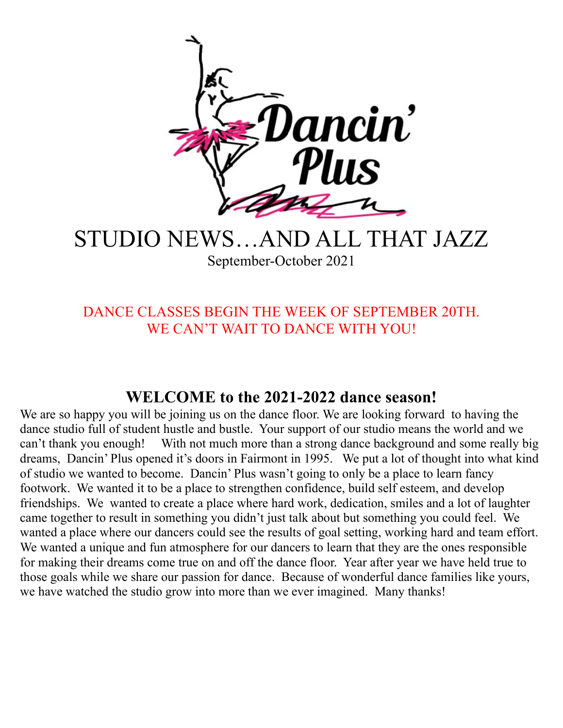# STUDIO NEWS…AND ALL THAT JAZZ

September-October 2021

DANCE CLASSES BEGIN THE WEEK OF SEPTEMBER 20TH.
WE CAN'T WAIT TO DANCE WITH YOU!

## WELCOME to the 2021-2022 dance season!

We are so happy you will be joining us on the dance floor. We are looking forward to having the dance studio full of student hustle and bustle. Your support of our studio means the world and we can't thank you enough! With not much more than a strong dance background and some really big dreams, Dancin' Plus opened it's doors in Fairmont in 1995. We put a lot of thought into what kind of studio we wanted to become. Dancin' Plus wasn't going to only be a place to learn fancy footwork. We wanted it to be a place to strengthen confidence, build self esteem, and develop friendships. We wanted to create a place where hard work, dedication, smiles and a lot of laughter came together to result in something you didn't just talk about but something you could feel. We wanted a place where our dancers could see the results of goal setting, working hard and team effort. We wanted a unique and fun atmosphere for our dancers to learn that they are the ones responsible for making their dreams come true on and off the dance floor. Year after year we have held true to those goals while we share our passion for dance. Because of wonderful dance families like yours, we have watched the studio grow into more than we ever imagined. Many thanks!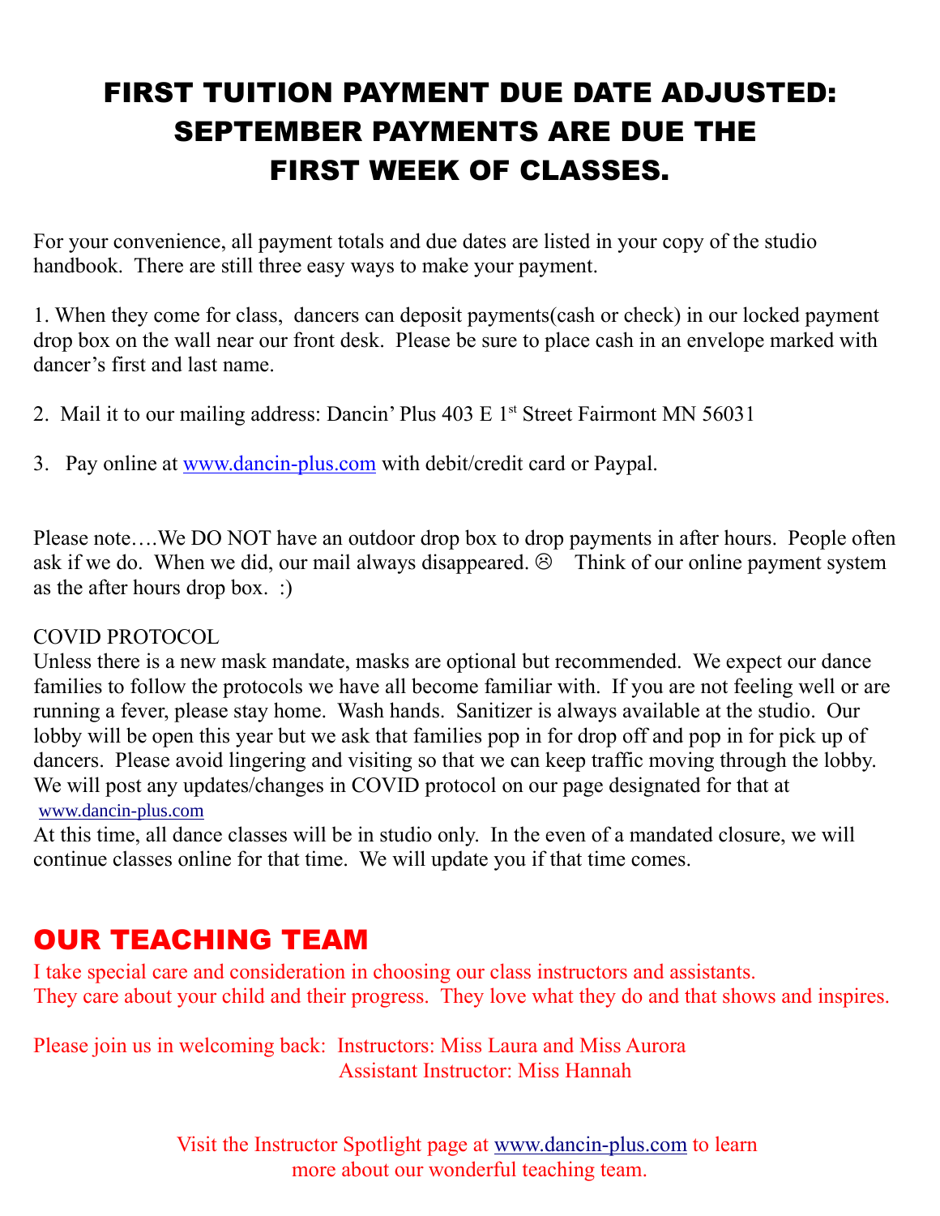# FIRST TUITION PAYMENT DUE DATE ADJUSTED: SEPTEMBER PAYMENTS ARE DUE THE FIRST WEEK OF CLASSES.

For your convenience, all payment totals and due dates are listed in your copy of the studio handbook. There are still three easy ways to make your payment.

1. When they come for class, dancers can deposit payments(cash or check) in our locked payment drop box on the wall near our front desk. Please be sure to place cash in an envelope marked with dancer's first and last name.

2. Mail it to our mailing address: Dancin' Plus 403 E 1st Street Fairmont MN 56031

3. Pay online at www.dancin-plus.com with debit/credit card or Paypal.

Please note….We DO NOT have an outdoor drop box to drop payments in after hours. People often ask if we do. When we did, our mail always disappeared. ☹ Think of our online payment system as the after hours drop box. :)

COVID PROTOCOL
Unless there is a new mask mandate, masks are optional but recommended. We expect our dance families to follow the protocols we have all become familiar with. If you are not feeling well or are running a fever, please stay home. Wash hands. Sanitizer is always available at the studio. Our lobby will be open this year but we ask that families pop in for drop off and pop in for pick up of dancers. Please avoid lingering and visiting so that we can keep traffic moving through the lobby. We will post any updates/changes in COVID protocol on our page designated for that at www.dancin-plus.com
At this time, all dance classes will be in studio only. In the even of a mandated closure, we will continue classes online for that time. We will update you if that time comes.

## OUR TEACHING TEAM

I take special care and consideration in choosing our class instructors and assistants. They care about your child and their progress. They love what they do and that shows and inspires.

Please join us in welcoming back: Instructors: Miss Laura and Miss Aurora
Assistant Instructor: Miss Hannah

Visit the Instructor Spotlight page at www.dancin-plus.com to learn more about our wonderful teaching team.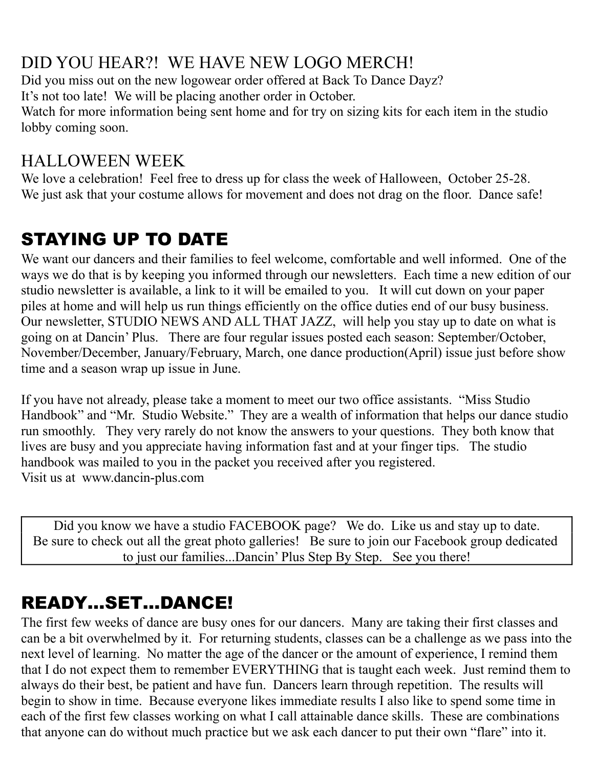## DID YOU HEAR?! WE HAVE NEW LOGO MERCH!

Did you miss out on the new logowear order offered at Back To Dance Dayz?
It's not too late! We will be placing another order in October.
Watch for more information being sent home and for try on sizing kits for each item in the studio lobby coming soon.

## HALLOWEEN WEEK

We love a celebration! Feel free to dress up for class the week of Halloween, October 25-28.
We just ask that your costume allows for movement and does not drag on the floor. Dance safe!

# STAYING UP TO DATE

We want our dancers and their families to feel welcome, comfortable and well informed. One of the ways we do that is by keeping you informed through our newsletters. Each time a new edition of our studio newsletter is available, a link to it will be emailed to you. It will cut down on your paper piles at home and will help us run things efficiently on the office duties end of our busy business. Our newsletter, STUDIO NEWS AND ALL THAT JAZZ, will help you stay up to date on what is going on at Dancin' Plus. There are four regular issues posted each season: September/October, November/December, January/February, March, one dance production(April) issue just before show time and a season wrap up issue in June.

If you have not already, please take a moment to meet our two office assistants. "Miss Studio Handbook" and "Mr. Studio Website." They are a wealth of information that helps our dance studio run smoothly. They very rarely do not know the answers to your questions. They both know that lives are busy and you appreciate having information fast and at your finger tips. The studio handbook was mailed to you in the packet you received after you registered.
Visit us at www.dancin-plus.com

Did you know we have a studio FACEBOOK page? We do. Like us and stay up to date.
Be sure to check out all the great photo galleries! Be sure to join our Facebook group dedicated to just our families...Dancin' Plus Step By Step. See you there!

# READY...SET...DANCE!

The first few weeks of dance are busy ones for our dancers. Many are taking their first classes and can be a bit overwhelmed by it. For returning students, classes can be a challenge as we pass into the next level of learning. No matter the age of the dancer or the amount of experience, I remind them that I do not expect them to remember EVERYTHING that is taught each week. Just remind them to always do their best, be patient and have fun. Dancers learn through repetition. The results will begin to show in time. Because everyone likes immediate results I also like to spend some time in each of the first few classes working on what I call attainable dance skills. These are combinations that anyone can do without much practice but we ask each dancer to put their own "flare" into it.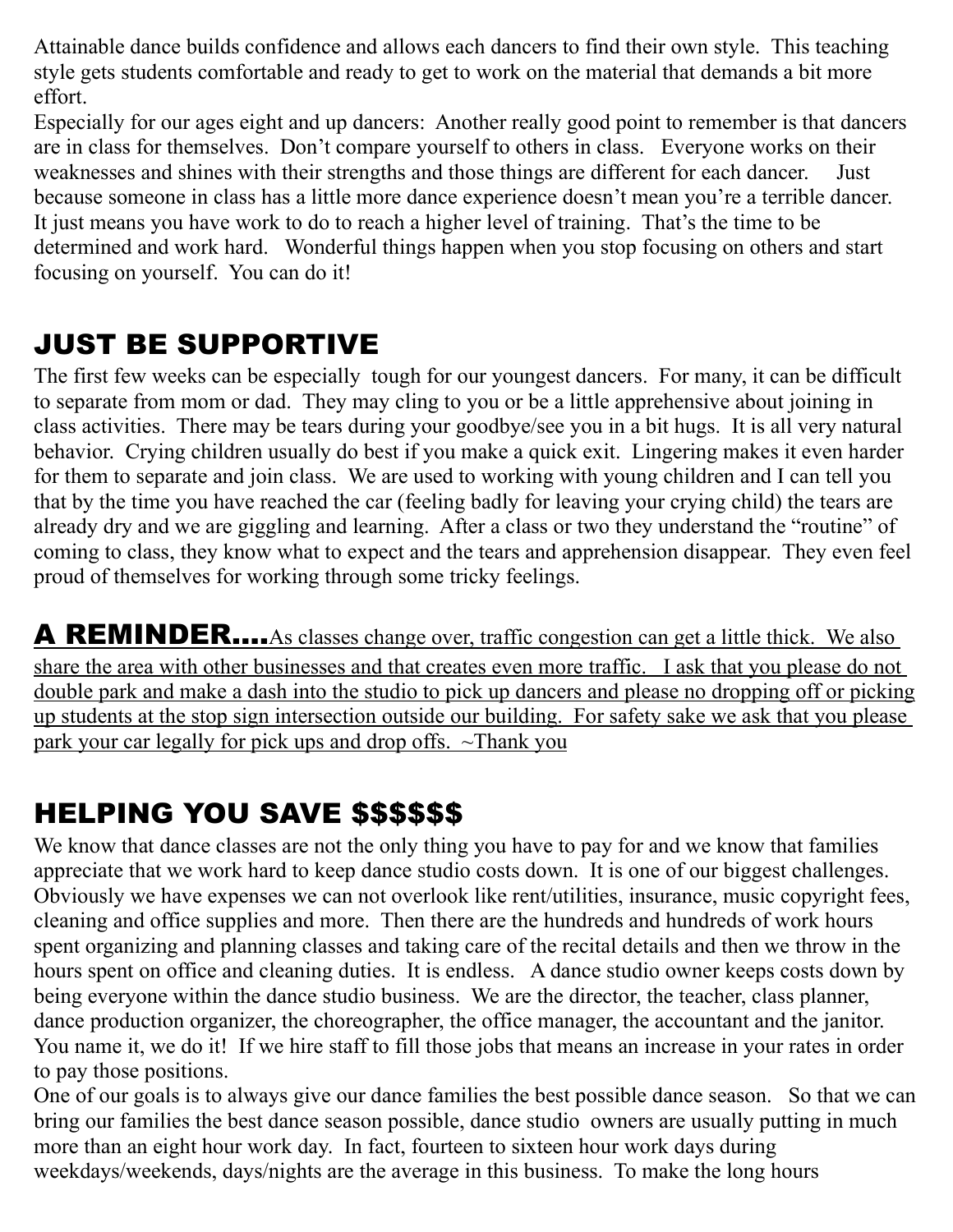Attainable dance builds confidence and allows each dancers to find their own style. This teaching style gets students comfortable and ready to get to work on the material that demands a bit more effort.

Especially for our ages eight and up dancers: Another really good point to remember is that dancers are in class for themselves. Don't compare yourself to others in class. Everyone works on their weaknesses and shines with their strengths and those things are different for each dancer. Just because someone in class has a little more dance experience doesn't mean you're a terrible dancer. It just means you have work to do to reach a higher level of training. That's the time to be determined and work hard. Wonderful things happen when you stop focusing on others and start focusing on yourself. You can do it!

## JUST BE SUPPORTIVE

The first few weeks can be especially tough for our youngest dancers. For many, it can be difficult to separate from mom or dad. They may cling to you or be a little apprehensive about joining in class activities. There may be tears during your goodbye/see you in a bit hugs. It is all very natural behavior. Crying children usually do best if you make a quick exit. Lingering makes it even harder for them to separate and join class. We are used to working with young children and I can tell you that by the time you have reached the car (feeling badly for leaving your crying child) the tears are already dry and we are giggling and learning. After a class or two they understand the "routine" of coming to class, they know what to expect and the tears and apprehension disappear. They even feel proud of themselves for working through some tricky feelings.

**A REMINDER....**<u>As classes change over, traffic congestion can get a little thick. We also share the area with other businesses and that creates even more traffic. I ask that you please do not double park and make a dash into the studio to pick up dancers and please no dropping off or picking up students at the stop sign intersection outside our building. For safety sake we ask that you please park your car legally for pick ups and drop offs. ~Thank you</u>

## HELPING YOU SAVE $$$$$$

We know that dance classes are not the only thing you have to pay for and we know that families appreciate that we work hard to keep dance studio costs down. It is one of our biggest challenges. Obviously we have expenses we can not overlook like rent/utilities, insurance, music copyright fees, cleaning and office supplies and more. Then there are the hundreds and hundreds of work hours spent organizing and planning classes and taking care of the recital details and then we throw in the hours spent on office and cleaning duties. It is endless. A dance studio owner keeps costs down by being everyone within the dance studio business. We are the director, the teacher, class planner, dance production organizer, the choreographer, the office manager, the accountant and the janitor. You name it, we do it! If we hire staff to fill those jobs that means an increase in your rates in order to pay those positions.

One of our goals is to always give our dance families the best possible dance season. So that we can bring our families the best dance season possible, dance studio owners are usually putting in much more than an eight hour work day. In fact, fourteen to sixteen hour work days during weekdays/weekends, days/nights are the average in this business. To make the long hours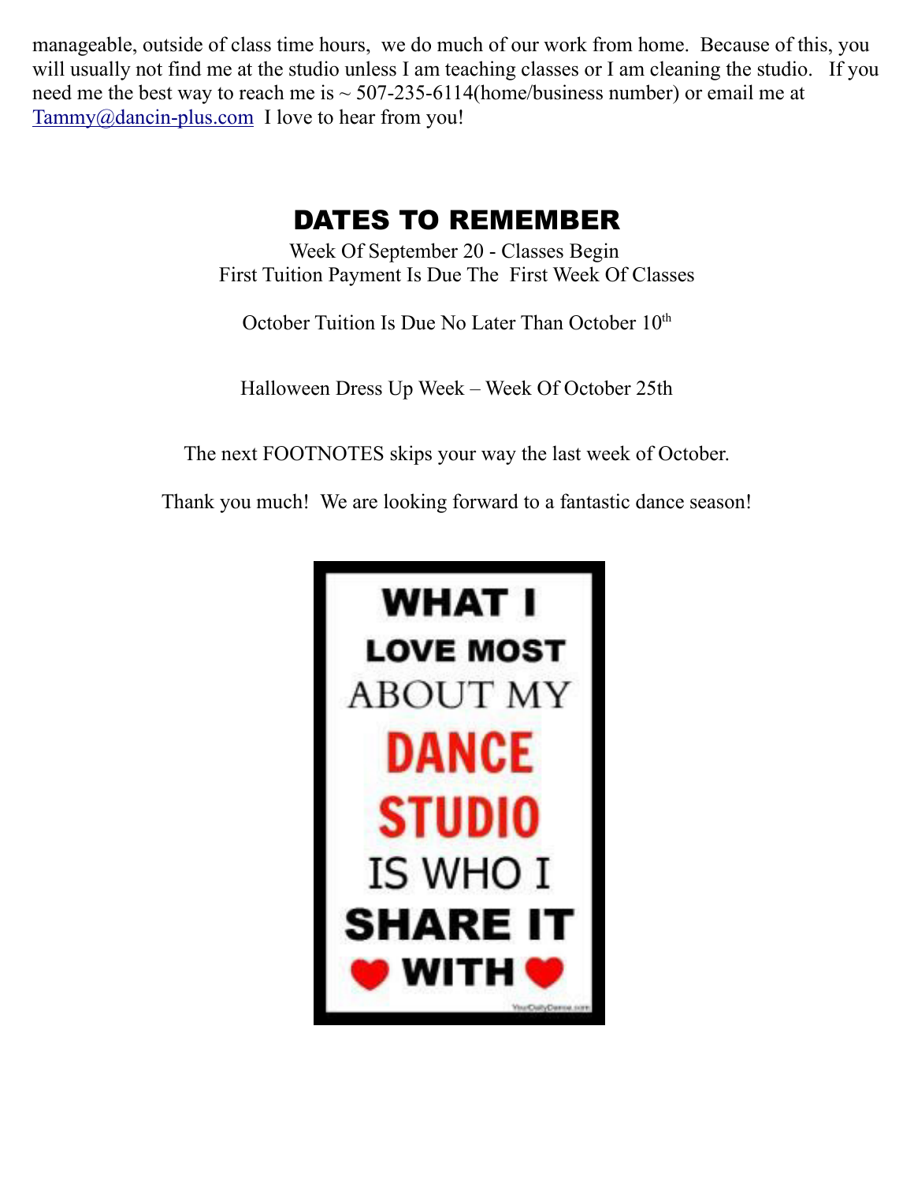manageable, outside of class time hours, we do much of our work from home. Because of this, you will usually not find me at the studio unless I am teaching classes or I am cleaning the studio. If you need me the best way to reach me is ~ 507-235-6114(home/business number) or email me at Tammy@dancin-plus.com I love to hear from you!

## DATES TO REMEMBER

Week Of September 20 - Classes Begin
First Tuition Payment Is Due The First Week Of Classes

October Tuition Is Due No Later Than October 10th

Halloween Dress Up Week – Week Of October 25th

The next FOOTNOTES skips your way the last week of October.

Thank you much! We are looking forward to a fantastic dance season!

WHAT I LOVE MOST ABOUT MY DANCE STUDIO IS WHO I SHARE IT WITH

YourDailyDance.com